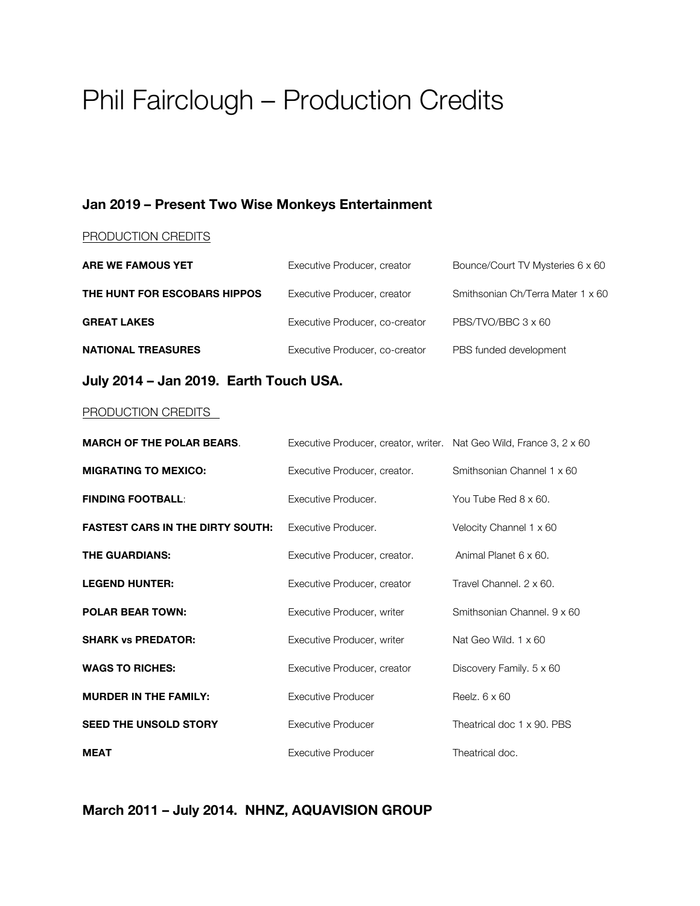# Phil Fairclough – Production Credits

## Jan 2019 – Present Two Wise Monkeys Entertainment

PRODUCTION CREDITS

| | | |
|---|---|---|
| **ARE WE FAMOUS YET** | Executive Producer, creator | Bounce/Court TV Mysteries 6 x 60 |
| **THE HUNT FOR ESCOBARS HIPPOS** | Executive Producer, creator | Smithsonian Ch/Terra Mater 1 x 60 |
| **GREAT LAKES** | Executive Producer, co-creator | PBS/TVO/BBC 3 x 60 |
| **NATIONAL TREASURES** | Executive Producer, co-creator | PBS funded development |

## July 2014 – Jan 2019. Earth Touch USA.

PRODUCTION CREDITS

| | | |
|---|---|---|
| **MARCH OF THE POLAR BEARS**. | Executive Producer, creator, writer. | Nat Geo Wild, France 3, 2 x 60 |
| **MIGRATING TO MEXICO:** | Executive Producer, creator. | Smithsonian Channel 1 x 60 |
| **FINDING FOOTBALL**: | Executive Producer. | You Tube Red 8 x 60. |
| **FASTEST CARS IN THE DIRTY SOUTH:** | Executive Producer. | Velocity Channel 1 x 60 |
| **THE GUARDIANS:** | Executive Producer, creator. | Animal Planet 6 x 60. |
| **LEGEND HUNTER:** | Executive Producer, creator | Travel Channel. 2 x 60. |
| **POLAR BEAR TOWN:** | Executive Producer, writer | Smithsonian Channel. 9 x 60 |
| **SHARK vs PREDATOR:** | Executive Producer, writer | Nat Geo Wild. 1 x 60 |
| **WAGS TO RICHES:** | Executive Producer, creator | Discovery Family. 5 x 60 |
| **MURDER IN THE FAMILY:** | Executive Producer | Reelz. 6 x 60 |
| **SEED THE UNSOLD STORY** | Executive Producer | Theatrical doc 1 x 90. PBS |
| **MEAT** | Executive Producer | Theatrical doc. |

## March 2011 – July 2014. NHNZ, AQUAVISION GROUP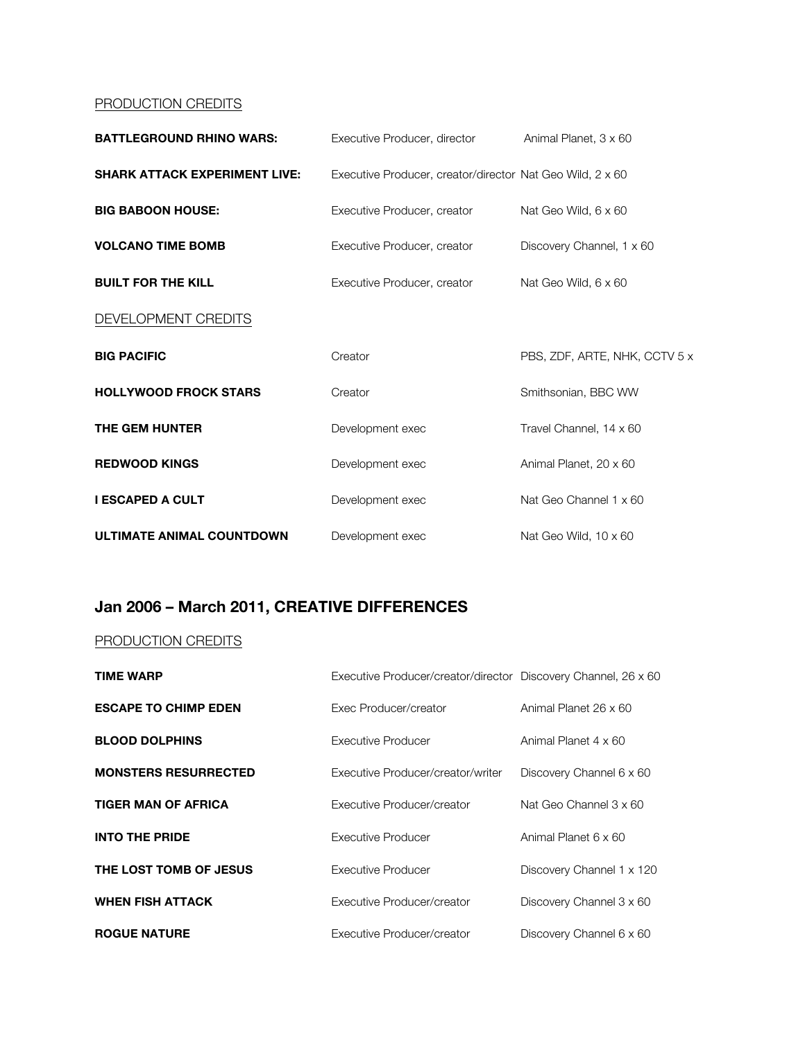PRODUCTION CREDITS

| | | |
|---|---|---|
| **BATTLEGROUND RHINO WARS:** | Executive Producer, director | Animal Planet, 3 x 60 |
| **SHARK ATTACK EXPERIMENT LIVE:** | Executive Producer, creator/director | Nat Geo Wild, 2 x 60 |
| **BIG BABOON HOUSE:** | Executive Producer, creator | Nat Geo Wild, 6 x 60 |
| **VOLCANO TIME BOMB** | Executive Producer, creator | Discovery Channel, 1 x 60 |
| **BUILT FOR THE KILL** | Executive Producer, creator | Nat Geo Wild, 6 x 60 |

DEVELOPMENT CREDITS

| | | |
|---|---|---|
| **BIG PACIFIC** | Creator | PBS, ZDF, ARTE, NHK, CCTV 5 x |
| **HOLLYWOOD FROCK STARS** | Creator | Smithsonian, BBC WW |
| **THE GEM HUNTER** | Development exec | Travel Channel, 14 x 60 |
| **REDWOOD KINGS** | Development exec | Animal Planet, 20 x 60 |
| **I ESCAPED A CULT** | Development exec | Nat Geo Channel 1 x 60 |
| **ULTIMATE ANIMAL COUNTDOWN** | Development exec | Nat Geo Wild, 10 x 60 |

## Jan 2006 – March 2011, CREATIVE DIFFERENCES

PRODUCTION CREDITS

| | | |
|---|---|---|
| **TIME WARP** | Executive Producer/creator/director | Discovery Channel, 26 x 60 |
| **ESCAPE TO CHIMP EDEN** | Exec Producer/creator | Animal Planet 26 x 60 |
| **BLOOD DOLPHINS** | Executive Producer | Animal Planet 4 x 60 |
| **MONSTERS RESURRECTED** | Executive Producer/creator/writer | Discovery Channel 6 x 60 |
| **TIGER MAN OF AFRICA** | Executive Producer/creator | Nat Geo Channel 3 x 60 |
| **INTO THE PRIDE** | Executive Producer | Animal Planet 6 x 60 |
| **THE LOST TOMB OF JESUS** | Executive Producer | Discovery Channel 1 x 120 |
| **WHEN FISH ATTACK** | Executive Producer/creator | Discovery Channel 3 x 60 |
| **ROGUE NATURE** | Executive Producer/creator | Discovery Channel 6 x 60 |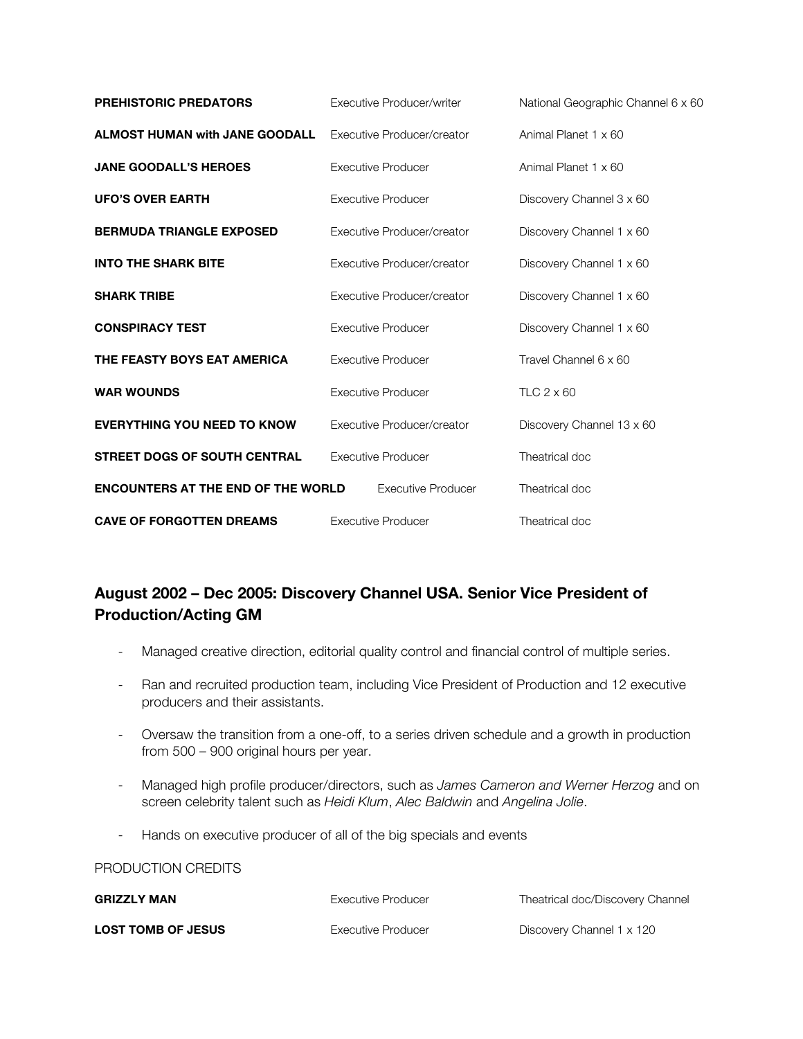| | | |
|---|---|---|
| **PREHISTORIC PREDATORS** | Executive Producer/writer | National Geographic Channel 6 x 60 |
| **ALMOST HUMAN with JANE GOODALL** | Executive Producer/creator | Animal Planet 1 x 60 |
| **JANE GOODALL'S HEROES** | Executive Producer | Animal Planet 1 x 60 |
| **UFO'S OVER EARTH** | Executive Producer | Discovery Channel 3 x 60 |
| **BERMUDA TRIANGLE EXPOSED** | Executive Producer/creator | Discovery Channel 1 x 60 |
| **INTO THE SHARK BITE** | Executive Producer/creator | Discovery Channel 1 x 60 |
| **SHARK TRIBE** | Executive Producer/creator | Discovery Channel 1 x 60 |
| **CONSPIRACY TEST** | Executive Producer | Discovery Channel 1 x 60 |
| **THE FEASTY BOYS EAT AMERICA** | Executive Producer | Travel Channel 6 x 60 |
| **WAR WOUNDS** | Executive Producer | TLC 2 x 60 |
| **EVERYTHING YOU NEED TO KNOW** | Executive Producer/creator | Discovery Channel 13 x 60 |
| **STREET DOGS OF SOUTH CENTRAL** | Executive Producer | Theatrical doc |
| **ENCOUNTERS AT THE END OF THE WORLD** | Executive Producer | Theatrical doc |
| **CAVE OF FORGOTTEN DREAMS** | Executive Producer | Theatrical doc |

## August 2002 – Dec 2005: Discovery Channel USA. Senior Vice President of Production/Acting GM

- Managed creative direction, editorial quality control and financial control of multiple series.
- Ran and recruited production team, including Vice President of Production and 12 executive producers and their assistants.
- Oversaw the transition from a one-off, to a series driven schedule and a growth in production from 500 – 900 original hours per year.
- Managed high profile producer/directors, such as *James Cameron and Werner Herzog* and on screen celebrity talent such as *Heidi Klum*, *Alec Baldwin* and *Angelina Jolie*.
- Hands on executive producer of all of the big specials and events

PRODUCTION CREDITS

| | | |
|---|---|---|
| **GRIZZLY MAN** | Executive Producer | Theatrical doc/Discovery Channel |
| **LOST TOMB OF JESUS** | Executive Producer | Discovery Channel 1 x 120 |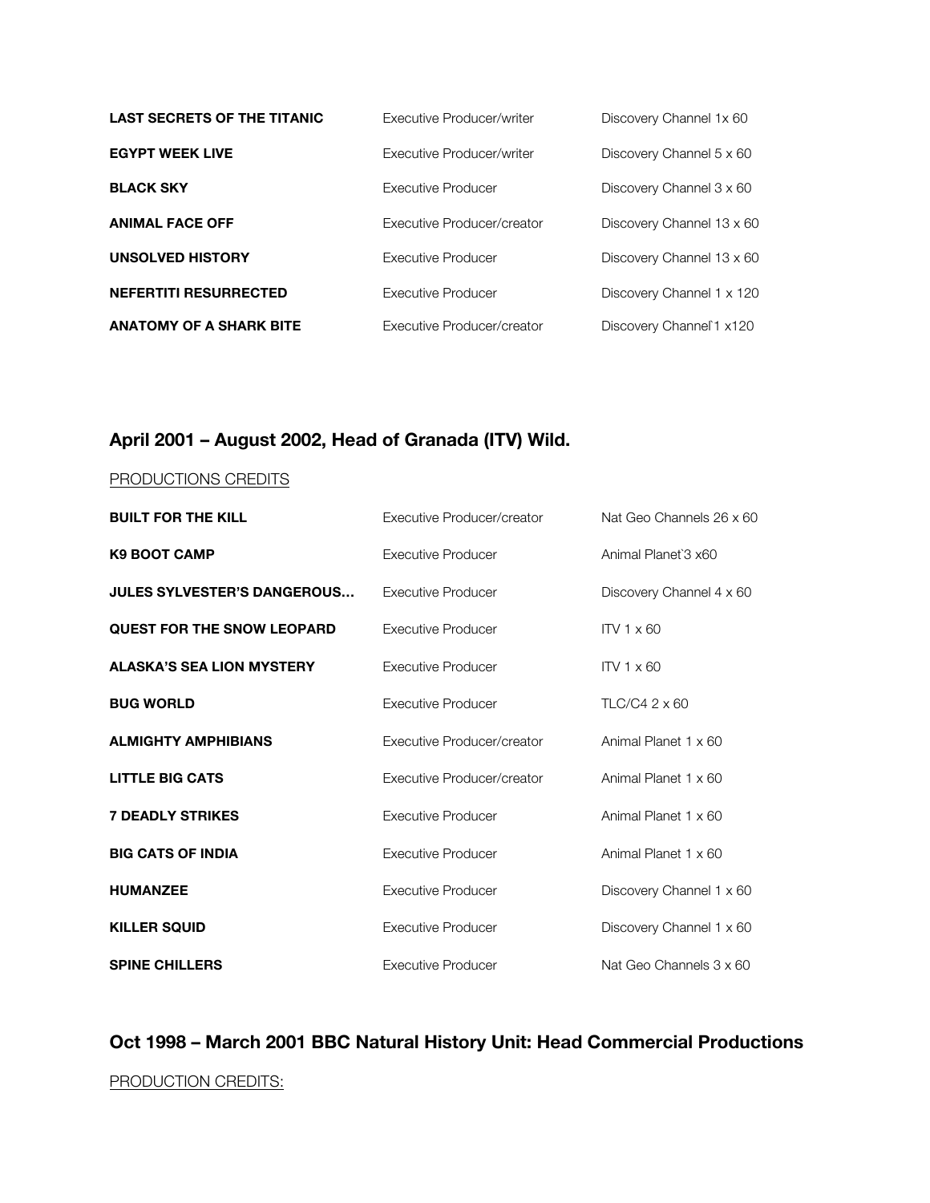| | | |
|---|---|---|
| **LAST SECRETS OF THE TITANIC** | Executive Producer/writer | Discovery Channel 1x 60 |
| **EGYPT WEEK LIVE** | Executive Producer/writer | Discovery Channel 5 x 60 |
| **BLACK SKY** | Executive Producer | Discovery Channel 3 x 60 |
| **ANIMAL FACE OFF** | Executive Producer/creator | Discovery Channel 13 x 60 |
| **UNSOLVED HISTORY** | Executive Producer | Discovery Channel 13 x 60 |
| **NEFERTITI RESURRECTED** | Executive Producer | Discovery Channel 1 x 120 |
| **ANATOMY OF A SHARK BITE** | Executive Producer/creator | Discovery Channel`1 x120 |

## April 2001 – August 2002, Head of Granada (ITV) Wild.

PRODUCTIONS CREDITS

| | | |
|---|---|---|
| **BUILT FOR THE KILL** | Executive Producer/creator | Nat Geo Channels 26 x 60 |
| **K9 BOOT CAMP** | Executive Producer | Animal Planet`3 x60 |
| **JULES SYLVESTER'S DANGEROUS…** | Executive Producer | Discovery Channel 4 x 60 |
| **QUEST FOR THE SNOW LEOPARD** | Executive Producer | ITV 1 x 60 |
| **ALASKA'S SEA LION MYSTERY** | Executive Producer | ITV 1 x 60 |
| **BUG WORLD** | Executive Producer | TLC/C4 2 x 60 |
| **ALMIGHTY AMPHIBIANS** | Executive Producer/creator | Animal Planet 1 x 60 |
| **LITTLE BIG CATS** | Executive Producer/creator | Animal Planet 1 x 60 |
| **7 DEADLY STRIKES** | Executive Producer | Animal Planet 1 x 60 |
| **BIG CATS OF INDIA** | Executive Producer | Animal Planet 1 x 60 |
| **HUMANZEE** | Executive Producer | Discovery Channel 1 x 60 |
| **KILLER SQUID** | Executive Producer | Discovery Channel 1 x 60 |
| **SPINE CHILLERS** | Executive Producer | Nat Geo Channels 3 x 60 |

## Oct 1998 – March 2001 BBC Natural History Unit: Head Commercial Productions

PRODUCTION CREDITS: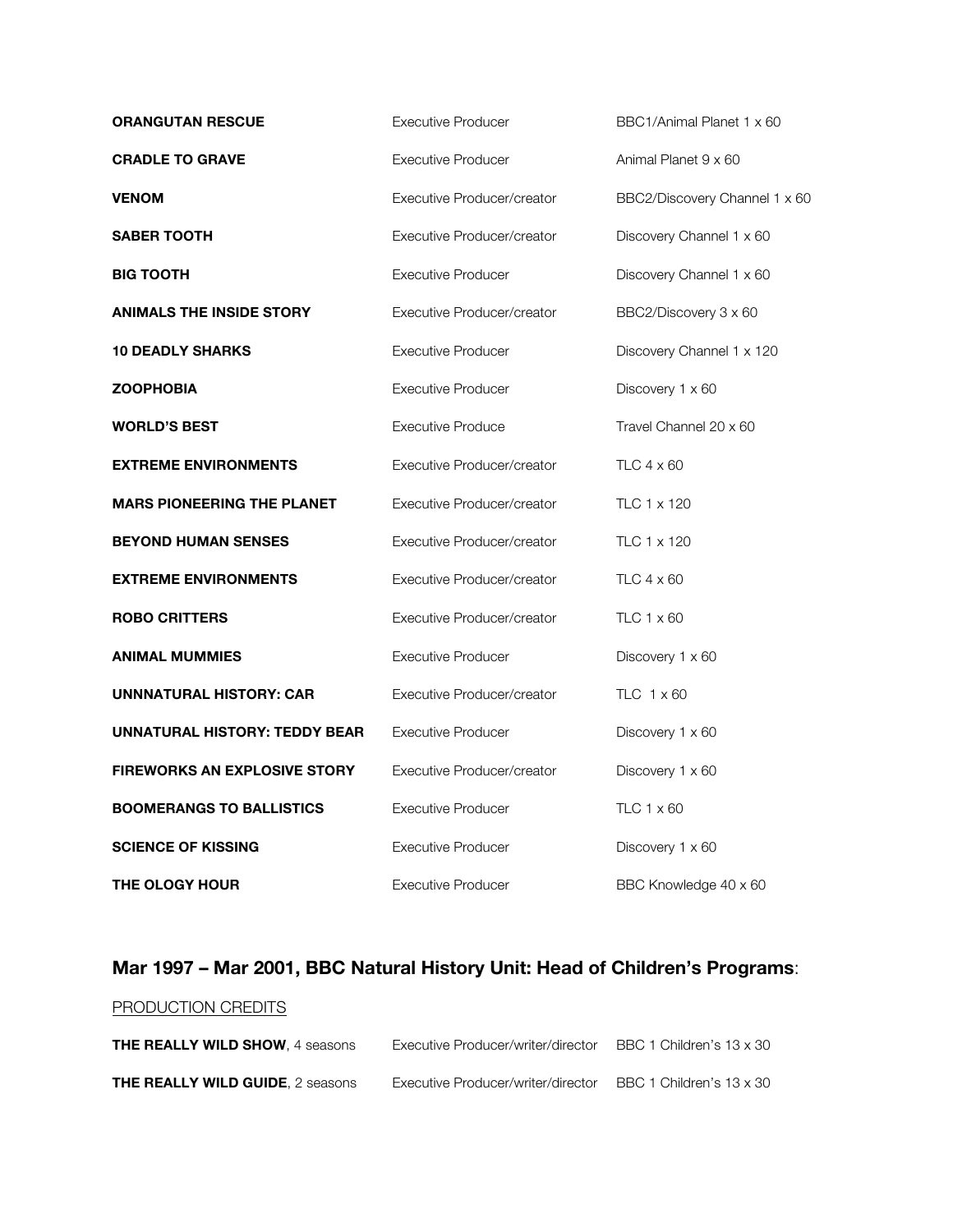| | | |
|---|---|---|
| **ORANGUTAN RESCUE** | Executive Producer | BBC1/Animal Planet 1 x 60 |
| **CRADLE TO GRAVE** | Executive Producer | Animal Planet 9 x 60 |
| **VENOM** | Executive Producer/creator | BBC2/Discovery Channel 1 x 60 |
| **SABER TOOTH** | Executive Producer/creator | Discovery Channel 1 x 60 |
| **BIG TOOTH** | Executive Producer | Discovery Channel 1 x 60 |
| **ANIMALS THE INSIDE STORY** | Executive Producer/creator | BBC2/Discovery 3 x 60 |
| **10 DEADLY SHARKS** | Executive Producer | Discovery Channel 1 x 120 |
| **ZOOPHOBIA** | Executive Producer | Discovery 1 x 60 |
| **WORLD'S BEST** | Executive Produce | Travel Channel 20 x 60 |
| **EXTREME ENVIRONMENTS** | Executive Producer/creator | TLC 4 x 60 |
| **MARS PIONEERING THE PLANET** | Executive Producer/creator | TLC 1 x 120 |
| **BEYOND HUMAN SENSES** | Executive Producer/creator | TLC 1 x 120 |
| **EXTREME ENVIRONMENTS** | Executive Producer/creator | TLC 4 x 60 |
| **ROBO CRITTERS** | Executive Producer/creator | TLC 1 x 60 |
| **ANIMAL MUMMIES** | Executive Producer | Discovery 1 x 60 |
| **UNNNATURAL HISTORY: CAR** | Executive Producer/creator | TLC 1 x 60 |
| **UNNATURAL HISTORY: TEDDY BEAR** | Executive Producer | Discovery 1 x 60 |
| **FIREWORKS AN EXPLOSIVE STORY** | Executive Producer/creator | Discovery 1 x 60 |
| **BOOMERANGS TO BALLISTICS** | Executive Producer | TLC 1 x 60 |
| **SCIENCE OF KISSING** | Executive Producer | Discovery 1 x 60 |
| **THE OLOGY HOUR** | Executive Producer | BBC Knowledge 40 x 60 |

## Mar 1997 – Mar 2001, BBC Natural History Unit: Head of Children's Programs:

PRODUCTION CREDITS

| | | |
|---|---|---|
| **THE REALLY WILD SHOW**, 4 seasons | Executive Producer/writer/director | BBC 1 Children's 13 x 30 |
| **THE REALLY WILD GUIDE**, 2 seasons | Executive Producer/writer/director | BBC 1 Children's 13 x 30 |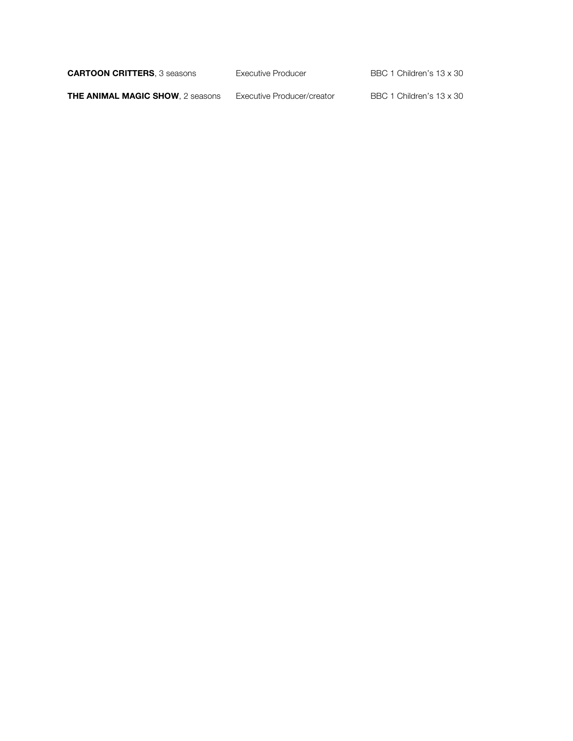| | | |
|---|---|---|
| **CARTOON CRITTERS**, 3 seasons | Executive Producer | BBC 1 Children's 13 x 30 |
| **THE ANIMAL MAGIC SHOW**, 2 seasons | Executive Producer/creator | BBC 1 Children's 13 x 30 |